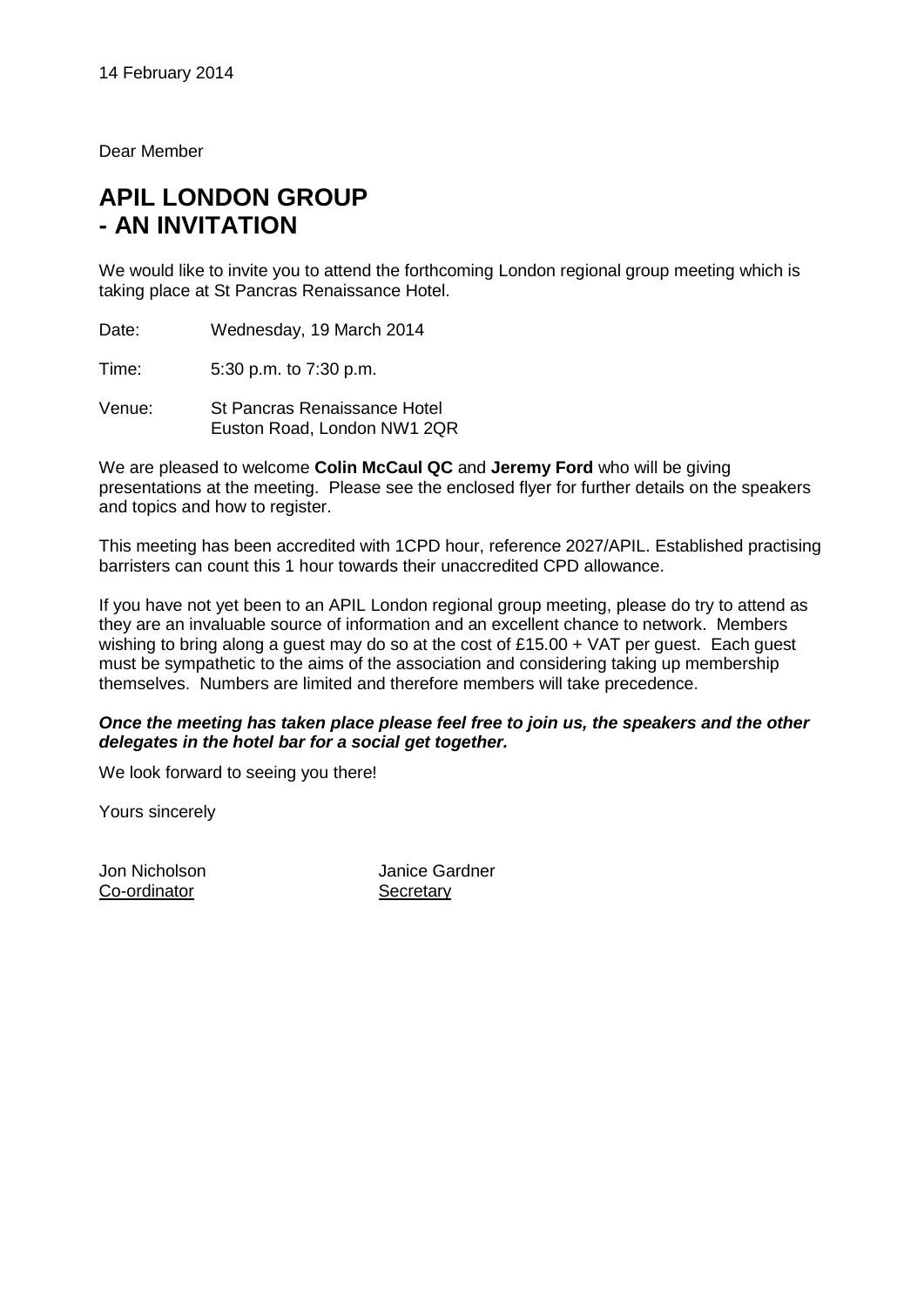14 February 2014

Dear Member

# APIL LONDON GROUP
# - AN INVITATION

We would like to invite you to attend the forthcoming London regional group meeting which is taking place at St Pancras Renaissance Hotel.

Date: Wednesday, 19 March 2014

Time: 5:30 p.m. to 7:30 p.m.

Venue: St Pancras Renaissance Hotel
Euston Road, London NW1 2QR

We are pleased to welcome **Colin McCaul QC** and **Jeremy Ford** who will be giving presentations at the meeting. Please see the enclosed flyer for further details on the speakers and topics and how to register.

This meeting has been accredited with 1CPD hour, reference 2027/APIL. Established practising barristers can count this 1 hour towards their unaccredited CPD allowance.

If you have not yet been to an APIL London regional group meeting, please do try to attend as they are an invaluable source of information and an excellent chance to network. Members wishing to bring along a guest may do so at the cost of £15.00 + VAT per guest. Each guest must be sympathetic to the aims of the association and considering taking up membership themselves. Numbers are limited and therefore members will take precedence.

***Once the meeting has taken place please feel free to join us, the speakers and the other delegates in the hotel bar for a social get together.***

We look forward to seeing you there!

Yours sincerely

Jon Nicholson
Co-ordinator

Janice Gardner
Secretary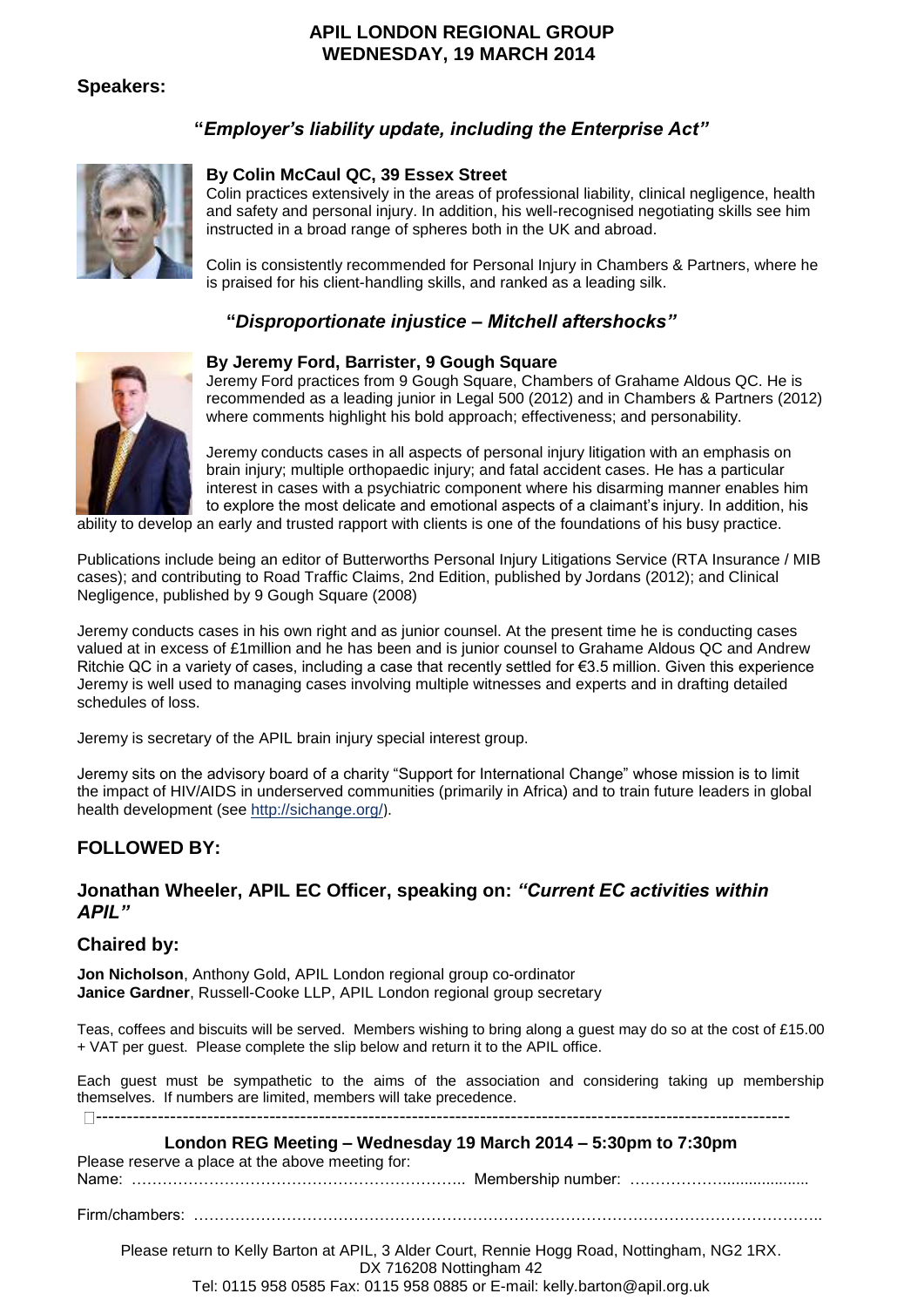# APIL LONDON REGIONAL GROUP
# WEDNESDAY, 19 MARCH 2014

## Speakers:

### "*Employer's liability update, including the Enterprise Act*"

**By Colin McCaul QC, 39 Essex Street**

Colin practices extensively in the areas of professional liability, clinical negligence, health and safety and personal injury. In addition, his well-recognised negotiating skills see him instructed in a broad range of spheres both in the UK and abroad.

Colin is consistently recommended for Personal Injury in Chambers & Partners, where he is praised for his client-handling skills, and ranked as a leading silk.

### "*Disproportionate injustice – Mitchell aftershocks*"

**By Jeremy Ford, Barrister, 9 Gough Square**

Jeremy Ford practices from 9 Gough Square, Chambers of Grahame Aldous QC. He is recommended as a leading junior in Legal 500 (2012) and in Chambers & Partners (2012) where comments highlight his bold approach; effectiveness; and personability.

Jeremy conducts cases in all aspects of personal injury litigation with an emphasis on brain injury; multiple orthopaedic injury; and fatal accident cases. He has a particular interest in cases with a psychiatric component where his disarming manner enables him to explore the most delicate and emotional aspects of a claimant's injury. In addition, his ability to develop an early and trusted rapport with clients is one of the foundations of his busy practice.

Publications include being an editor of Butterworths Personal Injury Litigations Service (RTA Insurance / MIB cases); and contributing to Road Traffic Claims, 2nd Edition, published by Jordans (2012); and Clinical Negligence, published by 9 Gough Square (2008)

Jeremy conducts cases in his own right and as junior counsel. At the present time he is conducting cases valued at in excess of £1million and he has been and is junior counsel to Grahame Aldous QC and Andrew Ritchie QC in a variety of cases, including a case that recently settled for €3.5 million. Given this experience Jeremy is well used to managing cases involving multiple witnesses and experts and in drafting detailed schedules of loss.

Jeremy is secretary of the APIL brain injury special interest group.

Jeremy sits on the advisory board of a charity "Support for International Change" whose mission is to limit the impact of HIV/AIDS in underserved communities (primarily in Africa) and to train future leaders in global health development (see http://sichange.org/).

## FOLLOWED BY:

### Jonathan Wheeler, APIL EC Officer, speaking on: *"Current EC activities within APIL"*

## Chaired by:

**Jon Nicholson**, Anthony Gold, APIL London regional group co-ordinator
**Janice Gardner**, Russell-Cooke LLP, APIL London regional group secretary

Teas, coffees and biscuits will be served. Members wishing to bring along a guest may do so at the cost of £15.00 + VAT per guest. Please complete the slip below and return it to the APIL office.

Each guest must be sympathetic to the aims of the association and considering taking up membership themselves. If numbers are limited, members will take precedence.

---

**London REG Meeting – Wednesday 19 March 2014 – 5:30pm to 7:30pm**

Please reserve a place at the above meeting for:

Name: ………………………………………………………….. Membership number: ………………..................

Firm/chambers: ………………………………………………………………………………………………………..

Please return to Kelly Barton at APIL, 3 Alder Court, Rennie Hogg Road, Nottingham, NG2 1RX.
DX 716208 Nottingham 42
Tel: 0115 958 0585 Fax: 0115 958 0885 or E-mail: kelly.barton@apil.org.uk